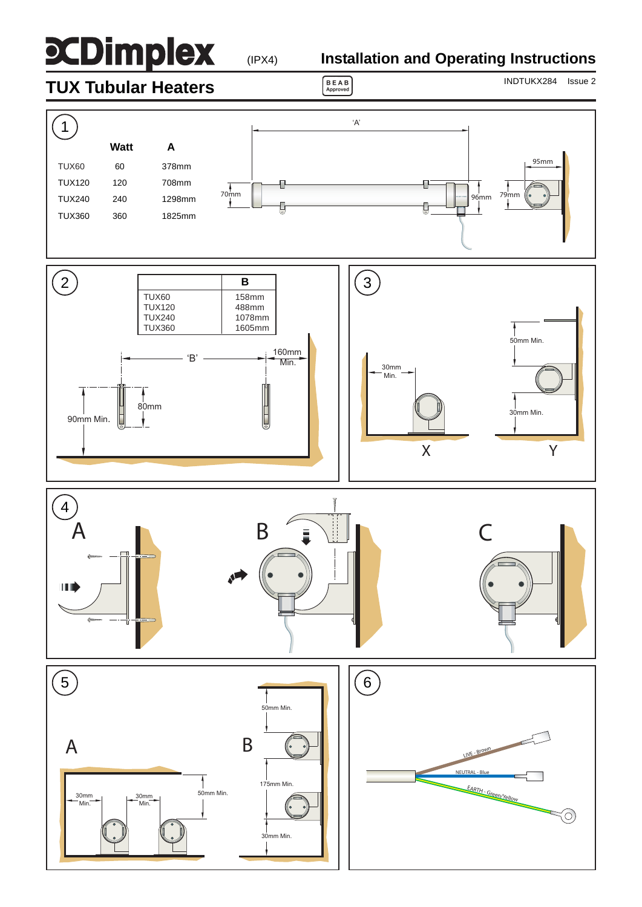# Dimplex

(IPX4)

## Installation and Operating Instructions

# TUX Tubular Heaters

BEAB Approved

INDTUKX284 Issue 2

### 1

| | Watt | A |
|---|---|---|
| TUX60 | 60 | 378mm |
| TUX120 | 120 | 708mm |
| TUX240 | 240 | 1298mm |
| TUX360 | 360 | 1825mm |

'A' 70mm 96mm 79mm 95mm

### 2

| | B |
|---|---|
| TUX60 | 158mm |
| TUX120 | 488mm |
| TUX240 | 1078mm |
| TUX360 | 1605mm |

'B' 160mm Min. 80mm 90mm Min.

### 3

30mm Min. 50mm Min. 30mm Min.

X Y

### 4

A B C

### 5

A B

30mm Min. 30mm Min. 50mm Min. 50mm Min. 175mm Min. 30mm Min.

### 6

LIVE - Brown

NEUTRAL - Blue

EARTH - Green/Yellow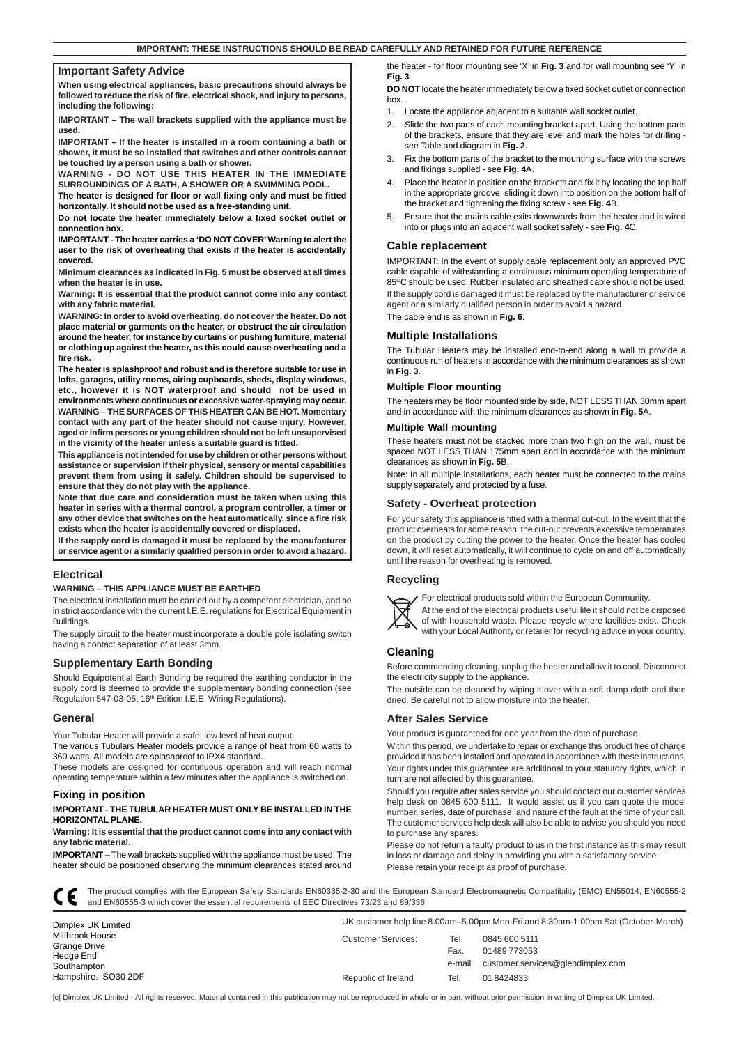**IMPORTANT: THESE INSTRUCTIONS SHOULD BE READ CAREFULLY AND RETAINED FOR FUTURE REFERENCE**

## Important Safety Advice

**When using electrical appliances, basic precautions should always be followed to reduce the risk of fire, electrical shock, and injury to persons, including the following:**

**IMPORTANT – The wall brackets supplied with the appliance must be used.**

**IMPORTANT – If the heater is installed in a room containing a bath or shower, it must be so installed that switches and other controls cannot be touched by a person using a bath or shower.**

**WARNING - DO NOT USE THIS HEATER IN THE IMMEDIATE SURROUNDINGS OF A BATH, A SHOWER OR A SWIMMING POOL.**

**The heater is designed for floor or wall fixing only and must be fitted horizontally. It should not be used as a free-standing unit.**

**Do not locate the heater immediately below a fixed socket outlet or connection box.**

**IMPORTANT - The heater carries a 'DO NOT COVER' Warning to alert the user to the risk of overheating that exists if the heater is accidentally covered.**

**Minimum clearances as indicated in Fig. 5 must be observed at all times when the heater is in use.**

**Warning: It is essential that the product cannot come into any contact with any fabric material.**

**WARNING: In order to avoid overheating, do not cover the heater. Do not place material or garments on the heater, or obstruct the air circulation around the heater, for instance by curtains or pushing furniture, material or clothing up against the heater, as this could cause overheating and a fire risk.**

**The heater is splashproof and robust and is therefore suitable for use in lofts, garages, utility rooms, airing cupboards, sheds, display windows, etc., however it is NOT waterproof and should not be used in environments where continuous or excessive water-spraying may occur.**

**WARNING – THE SURFACES OF THIS HEATER CAN BE HOT. Momentary contact with any part of the heater should not cause injury. However, aged or infirm persons or young children should not be left unsupervised in the vicinity of the heater unless a suitable guard is fitted.**

**This appliance is not intended for use by children or other persons without assistance or supervision if their physical, sensory or mental capabilities prevent them from using it safely. Children should be supervised to ensure that they do not play with the appliance.**

**Note that due care and consideration must be taken when using this heater in series with a thermal control, a program controller, a timer or any other device that switches on the heat automatically, since a fire risk exists when the heater is accidentally covered or displaced.**

**If the supply cord is damaged it must be replaced by the manufacturer or service agent or a similarly qualified person in order to avoid a hazard.**

## Electrical

**WARNING – THIS APPLIANCE MUST BE EARTHED**

The electrical installation must be carried out by a competent electrician, and be in strict accordance with the current I.E.E. regulations for Electrical Equipment in Buildings.

The supply circuit to the heater must incorporate a double pole isolating switch having a contact separation of at least 3mm.

## Supplementary Earth Bonding

Should Equipotential Earth Bonding be required the earthing conductor in the supply cord is deemed to provide the supplementary bonding connection (see Regulation 547-03-05, 16th Edition I.E.E. Wiring Regulations).

## General

Your Tubular Heater will provide a safe, low level of heat output.

The various Tubulars Heater models provide a range of heat from 60 watts to 360 watts. All models are splashproof to IPX4 standard.

These models are designed for continuous operation and will reach normal operating temperature within a few minutes after the appliance is switched on.

## Fixing in position

**IMPORTANT - THE TUBULAR HEATER MUST ONLY BE INSTALLED IN THE HORIZONTAL PLANE.**

**Warning: It is essential that the product cannot come into any contact with any fabric material.**

**IMPORTANT** – The wall brackets supplied with the appliance must be used. The heater should be positioned observing the minimum clearances stated around the heater - for floor mounting see 'X' in **Fig. 3** and for wall mounting see 'Y' in **Fig. 3**.

**DO NOT** locate the heater immediately below a fixed socket outlet or connection box.

1. Locate the appliance adjacent to a suitable wall socket outlet.
2. Slide the two parts of each mounting bracket apart. Using the bottom parts of the brackets, ensure that they are level and mark the holes for drilling - see Table and diagram in **Fig. 2**.
3. Fix the bottom parts of the bracket to the mounting surface with the screws and fixings supplied - see **Fig. 4**A.
4. Place the heater in position on the brackets and fix it by locating the top half in the appropriate groove, sliding it down into position on the bottom half of the bracket and tightening the fixing screw - see **Fig. 4**B.
5. Ensure that the mains cable exits downwards from the heater and is wired into or plugs into an adjacent wall socket safely - see **Fig. 4**C.

## Cable replacement

IMPORTANT: In the event of supply cable replacement only an approved PVC cable capable of withstanding a continuous minimum operating temperature of 85°C should be used. Rubber insulated and sheathed cable should not be used.

If the supply cord is damaged it must be replaced by the manufacturer or service agent or a similarly qualified person in order to avoid a hazard.

The cable end is as shown in **Fig. 6**.

## Multiple Installations

The Tubular Heaters may be installed end-to-end along a wall to provide a continuous run of heaters in accordance with the minimum clearances as shown in **Fig. 3**.

### Multiple Floor mounting

The heaters may be floor mounted side by side, NOT LESS THAN 30mm apart and in accordance with the minimum clearances as shown in **Fig. 5**A.

### Multiple Wall mounting

These heaters must not be stacked more than two high on the wall, must be spaced NOT LESS THAN 175mm apart and in accordance with the minimum clearances as shown in **Fig. 5**B.

Note: In all multiple installations, each heater must be connected to the mains supply separately and protected by a fuse.

## Safety - Overheat protection

For your safety this appliance is fitted with a thermal cut-out. In the event that the product overheats for some reason, the cut-out prevents excessive temperatures on the product by cutting the power to the heater. Once the heater has cooled down, it will reset automatically, it will continue to cycle on and off automatically until the reason for overheating is removed.

## Recycling

For electrical products sold within the European Community.

At the end of the electrical products useful life it should not be disposed of with household waste. Please recycle where facilities exist. Check with your Local Authority or retailer for recycling advice in your country.

## Cleaning

Before commencing cleaning, unplug the heater and allow it to cool. Disconnect the electricity supply to the appliance.

The outside can be cleaned by wiping it over with a soft damp cloth and then dried. Be careful not to allow moisture into the heater.

## After Sales Service

Your product is guaranteed for one year from the date of purchase.

Within this period, we undertake to repair or exchange this product free of charge provided it has been installed and operated in accordance with these instructions.

Your rights under this guarantee are additional to your statutory rights, which in turn are not affected by this guarantee.

Should you require after sales service you should contact our customer services help desk on 0845 600 5111. It would assist us if you can quote the model number, series, date of purchase, and nature of the fault at the time of your call. The customer services help desk will also be able to advise you should you need to purchase any spares.

Please do not return a faulty product to us in the first instance as this may result in loss or damage and delay in providing you with a satisfactory service.

Please retain your receipt as proof of purchase.

CE The product complies with the European Safety Standards EN60335-2-30 and the European Standard Electromagnetic Compatibility (EMC) EN55014, EN60555-2 and EN60555-3 which cover the essential requirements of EEC Directives 73/23 and 89/336

Dimplex UK Limited
Millbrook House
Grange Drive
Hedge End
Southampton
Hampshire. SO30 2DF

UK customer help line 8.00am–5.00pm Mon-Fri and 8:30am-1.00pm Sat (October-March)

| | | |
|---|---|---|
| Customer Services: | Tel. | 0845 600 5111 |
| | Fax. | 01489 773053 |
| | e-mail | customer.services@glendimplex.com |
| Republic of Ireland | Tel. | 01 8424833 |

[c] Dimplex UK Limited - All rights reserved. Material contained in this publication may not be reproduced in whole or in part, without prior permission in writing of Dimplex UK Limited.